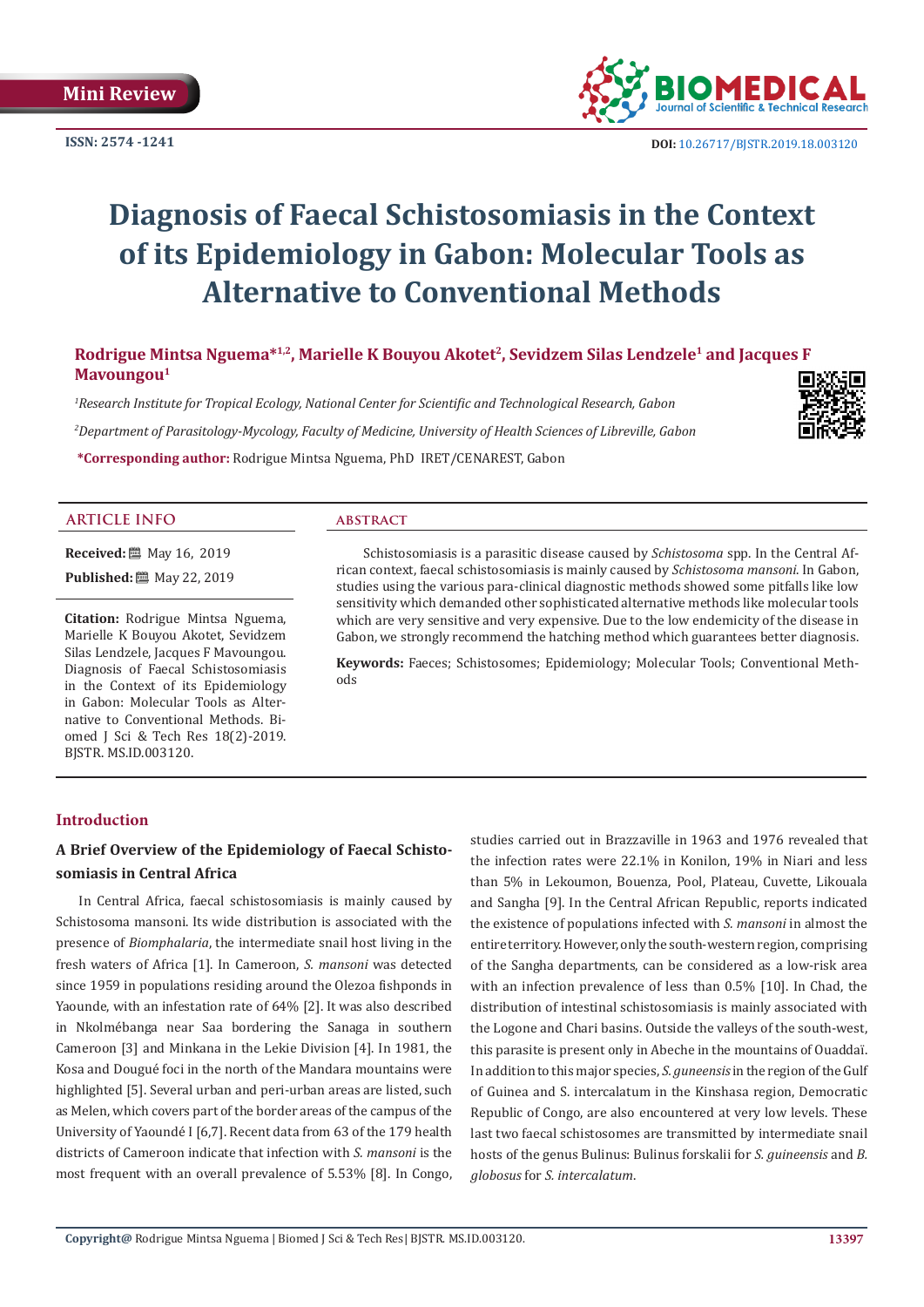Mini Review

ISSN: 2574 -1241

DOI: 10.26717/BJSTR.2019.18.003120

# Diagnosis of Faecal Schistosomiasis in the Context of its Epidemiology in Gabon: Molecular Tools as Alternative to Conventional Methods

**Rodrigue Mintsa Nguema*[1,2], Marielle K Bouyou Akotet[2], Sevidzem Silas Lendzele[1] and Jacques F Mavoungou[1]**

*[1]Research Institute for Tropical Ecology, National Center for Scientific and Technological Research, Gabon*

*[2]Department of Parasitology-Mycology, Faculty of Medicine, University of Health Sciences of Libreville, Gabon*

**\*Corresponding author:** Rodrigue Mintsa Nguema, PhD IRET/CENAREST, Gabon

## ARTICLE INFO

**Received:** May 16, 2019

**Published:** May 22, 2019

**Citation:** Rodrigue Mintsa Nguema, Marielle K Bouyou Akotet, Sevidzem Silas Lendzele, Jacques F Mavoungou. Diagnosis of Faecal Schistosomiasis in the Context of its Epidemiology in Gabon: Molecular Tools as Alternative to Conventional Methods. Biomed J Sci & Tech Res 18(2)-2019. BJSTR. MS.ID.003120.

## ABSTRACT

Schistosomiasis is a parasitic disease caused by *Schistosoma* spp. In the Central African context, faecal schistosomiasis is mainly caused by *Schistosoma mansoni*. In Gabon, studies using the various para-clinical diagnostic methods showed some pitfalls like low sensitivity which demanded other sophisticated alternative methods like molecular tools which are very sensitive and very expensive. Due to the low endemicity of the disease in Gabon, we strongly recommend the hatching method which guarantees better diagnosis.

**Keywords:** Faeces; Schistosomes; Epidemiology; Molecular Tools; Conventional Methods

## Introduction

### A Brief Overview of the Epidemiology of Faecal Schistosomiasis in Central Africa

In Central Africa, faecal schistosomiasis is mainly caused by Schistosoma mansoni. Its wide distribution is associated with the presence of *Biomphalaria*, the intermediate snail host living in the fresh waters of Africa [1]. In Cameroon, *S. mansoni* was detected since 1959 in populations residing around the Olezoa fishponds in Yaounde, with an infestation rate of 64% [2]. It was also described in Nkolmébanga near Saa bordering the Sanaga in southern Cameroon [3] and Minkana in the Lekie Division [4]. In 1981, the Kosa and Dougué foci in the north of the Mandara mountains were highlighted [5]. Several urban and peri-urban areas are listed, such as Melen, which covers part of the border areas of the campus of the University of Yaoundé I [6,7]. Recent data from 63 of the 179 health districts of Cameroon indicate that infection with *S. mansoni* is the most frequent with an overall prevalence of 5.53% [8]. In Congo, studies carried out in Brazzaville in 1963 and 1976 revealed that the infection rates were 22.1% in Konilon, 19% in Niari and less than 5% in Lekoumon, Bouenza, Pool, Plateau, Cuvette, Likouala and Sangha [9]. In the Central African Republic, reports indicated the existence of populations infected with *S. mansoni* in almost the entire territory. However, only the south-western region, comprising of the Sangha departments, can be considered as a low-risk area with an infection prevalence of less than 0.5% [10]. In Chad, the distribution of intestinal schistosomiasis is mainly associated with the Logone and Chari basins. Outside the valleys of the south-west, this parasite is present only in Abeche in the mountains of Ouaddaï. In addition to this major species, *S. guneensis* in the region of the Gulf of Guinea and S. intercalatum in the Kinshasa region, Democratic Republic of Congo, are also encountered at very low levels. These last two faecal schistosomes are transmitted by intermediate snail hosts of the genus Bulinus: Bulinus forskalii for *S. guineensis* and *B. globosus* for *S. intercalatum*.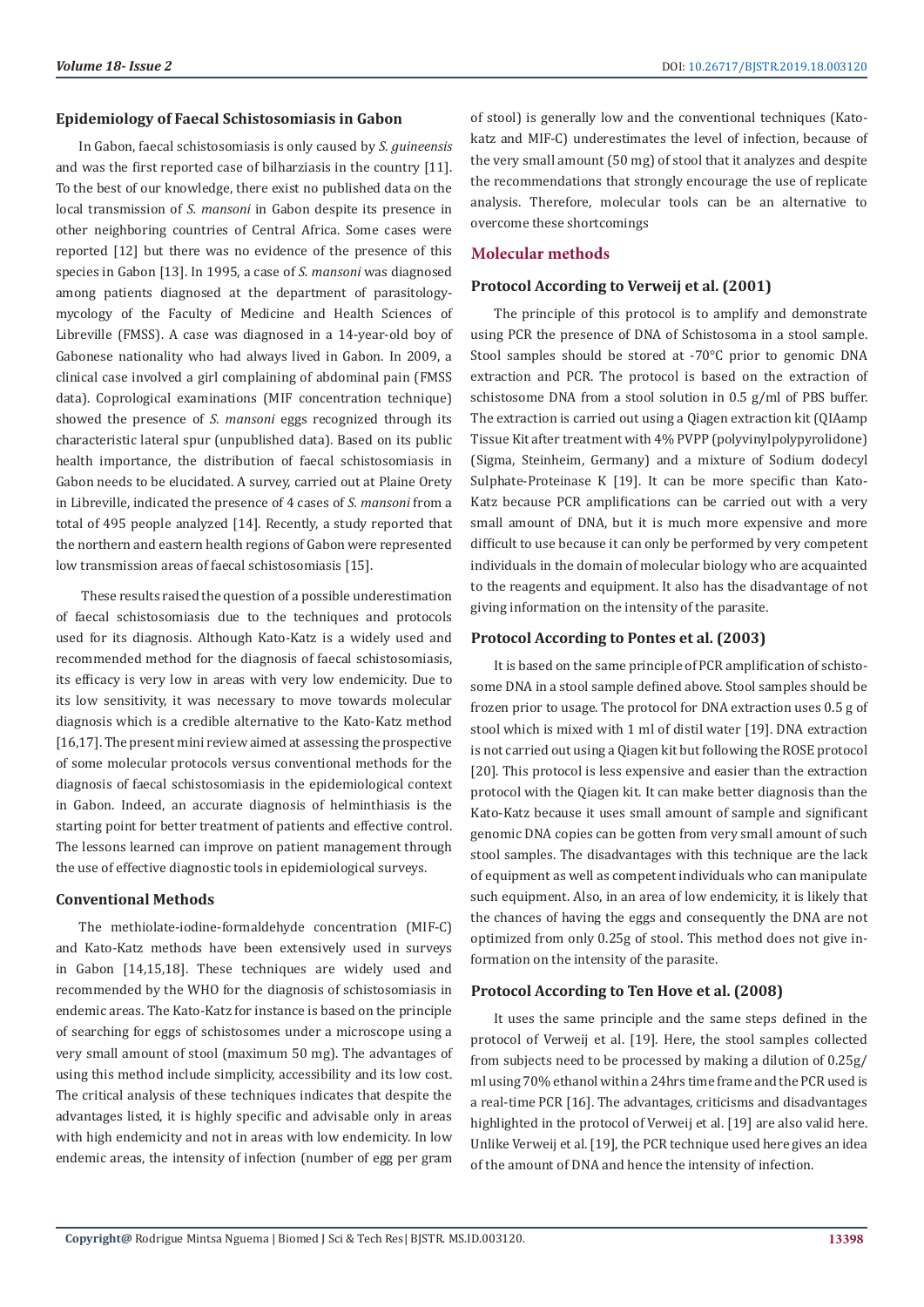## Epidemiology of Faecal Schistosomiasis in Gabon

In Gabon, faecal schistosomiasis is only caused by *S. guineensis* and was the first reported case of bilharziasis in the country [11]. To the best of our knowledge, there exist no published data on the local transmission of *S. mansoni* in Gabon despite its presence in other neighboring countries of Central Africa. Some cases were reported [12] but there was no evidence of the presence of this species in Gabon [13]. In 1995, a case of *S. mansoni* was diagnosed among patients diagnosed at the department of parasitology-mycology of the Faculty of Medicine and Health Sciences of Libreville (FMSS). A case was diagnosed in a 14-year-old boy of Gabonese nationality who had always lived in Gabon. In 2009, a clinical case involved a girl complaining of abdominal pain (FMSS data). Coprological examinations (MIF concentration technique) showed the presence of *S. mansoni* eggs recognized through its characteristic lateral spur (unpublished data). Based on its public health importance, the distribution of faecal schistosomiasis in Gabon needs to be elucidated. A survey, carried out at Plaine Orety in Libreville, indicated the presence of 4 cases of *S. mansoni* from a total of 495 people analyzed [14]. Recently, a study reported that the northern and eastern health regions of Gabon were represented low transmission areas of faecal schistosomiasis [15].

These results raised the question of a possible underestimation of faecal schistosomiasis due to the techniques and protocols used for its diagnosis. Although Kato-Katz is a widely used and recommended method for the diagnosis of faecal schistosomiasis, its efficacy is very low in areas with very low endemicity. Due to its low sensitivity, it was necessary to move towards molecular diagnosis which is a credible alternative to the Kato-Katz method [16,17]. The present mini review aimed at assessing the prospective of some molecular protocols versus conventional methods for the diagnosis of faecal schistosomiasis in the epidemiological context in Gabon. Indeed, an accurate diagnosis of helminthiasis is the starting point for better treatment of patients and effective control. The lessons learned can improve on patient management through the use of effective diagnostic tools in epidemiological surveys.

## Conventional Methods

The methiolate-iodine-formaldehyde concentration (MIF-C) and Kato-Katz methods have been extensively used in surveys in Gabon [14,15,18]. These techniques are widely used and recommended by the WHO for the diagnosis of schistosomiasis in endemic areas. The Kato-Katz for instance is based on the principle of searching for eggs of schistosomes under a microscope using a very small amount of stool (maximum 50 mg). The advantages of using this method include simplicity, accessibility and its low cost. The critical analysis of these techniques indicates that despite the advantages listed, it is highly specific and advisable only in areas with high endemicity and not in areas with low endemicity. In low endemic areas, the intensity of infection (number of egg per gram of stool) is generally low and the conventional techniques (Kato-katz and MIF-C) underestimates the level of infection, because of the very small amount (50 mg) of stool that it analyzes and despite the recommendations that strongly encourage the use of replicate analysis. Therefore, molecular tools can be an alternative to overcome these shortcomings

## Molecular methods

### Protocol According to Verweij et al. (2001)

The principle of this protocol is to amplify and demonstrate using PCR the presence of DNA of Schistosoma in a stool sample. Stool samples should be stored at -70°C prior to genomic DNA extraction and PCR. The protocol is based on the extraction of schistosome DNA from a stool solution in 0.5 g/ml of PBS buffer. The extraction is carried out using a Qiagen extraction kit (QIAamp Tissue Kit after treatment with 4% PVPP (polyvinylpolypyrolidone) (Sigma, Steinheim, Germany) and a mixture of Sodium dodecyl Sulphate-Proteinase K [19]. It can be more specific than Kato-Katz because PCR amplifications can be carried out with a very small amount of DNA, but it is much more expensive and more difficult to use because it can only be performed by very competent individuals in the domain of molecular biology who are acquainted to the reagents and equipment. It also has the disadvantage of not giving information on the intensity of the parasite.

### Protocol According to Pontes et al. (2003)

It is based on the same principle of PCR amplification of schistosome DNA in a stool sample defined above. Stool samples should be frozen prior to usage. The protocol for DNA extraction uses 0.5 g of stool which is mixed with 1 ml of distil water [19]. DNA extraction is not carried out using a Qiagen kit but following the ROSE protocol [20]. This protocol is less expensive and easier than the extraction protocol with the Qiagen kit. It can make better diagnosis than the Kato-Katz because it uses small amount of sample and significant genomic DNA copies can be gotten from very small amount of such stool samples. The disadvantages with this technique are the lack of equipment as well as competent individuals who can manipulate such equipment. Also, in an area of low endemicity, it is likely that the chances of having the eggs and consequently the DNA are not optimized from only 0.25g of stool. This method does not give information on the intensity of the parasite.

### Protocol According to Ten Hove et al. (2008)

It uses the same principle and the same steps defined in the protocol of Verweij et al. [19]. Here, the stool samples collected from subjects need to be processed by making a dilution of 0.25g/ml using 70% ethanol within a 24hrs time frame and the PCR used is a real-time PCR [16]. The advantages, criticisms and disadvantages highlighted in the protocol of Verweij et al. [19] are also valid here. Unlike Verweij et al. [19], the PCR technique used here gives an idea of the amount of DNA and hence the intensity of infection.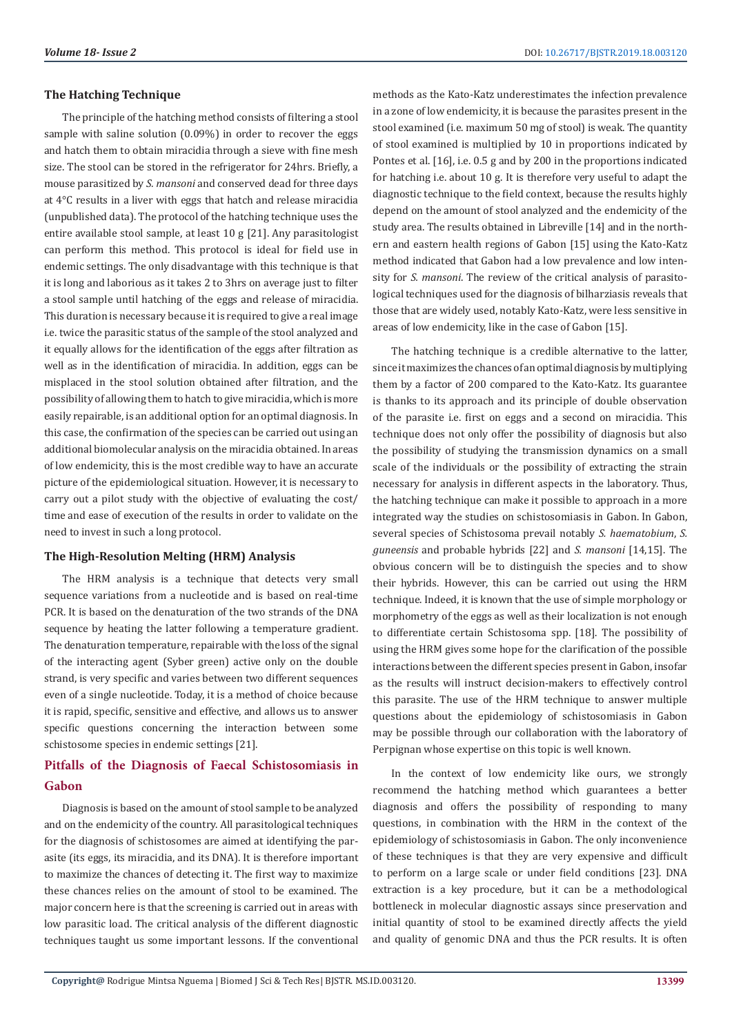### The Hatching Technique

The principle of the hatching method consists of filtering a stool sample with saline solution (0.09%) in order to recover the eggs and hatch them to obtain miracidia through a sieve with fine mesh size. The stool can be stored in the refrigerator for 24hrs. Briefly, a mouse parasitized by *S. mansoni* and conserved dead for three days at 4°C results in a liver with eggs that hatch and release miracidia (unpublished data). The protocol of the hatching technique uses the entire available stool sample, at least 10 g [21]. Any parasitologist can perform this method. This protocol is ideal for field use in endemic settings. The only disadvantage with this technique is that it is long and laborious as it takes 2 to 3hrs on average just to filter a stool sample until hatching of the eggs and release of miracidia. This duration is necessary because it is required to give a real image i.e. twice the parasitic status of the sample of the stool analyzed and it equally allows for the identification of the eggs after filtration as well as in the identification of miracidia. In addition, eggs can be misplaced in the stool solution obtained after filtration, and the possibility of allowing them to hatch to give miracidia, which is more easily repairable, is an additional option for an optimal diagnosis. In this case, the confirmation of the species can be carried out using an additional biomolecular analysis on the miracidia obtained. In areas of low endemicity, this is the most credible way to have an accurate picture of the epidemiological situation. However, it is necessary to carry out a pilot study with the objective of evaluating the cost/time and ease of execution of the results in order to validate on the need to invest in such a long protocol.

### The High-Resolution Melting (HRM) Analysis

The HRM analysis is a technique that detects very small sequence variations from a nucleotide and is based on real-time PCR. It is based on the denaturation of the two strands of the DNA sequence by heating the latter following a temperature gradient. The denaturation temperature, repairable with the loss of the signal of the interacting agent (Syber green) active only on the double strand, is very specific and varies between two different sequences even of a single nucleotide. Today, it is a method of choice because it is rapid, specific, sensitive and effective, and allows us to answer specific questions concerning the interaction between some schistosome species in endemic settings [21].

## Pitfalls of the Diagnosis of Faecal Schistosomiasis in Gabon

Diagnosis is based on the amount of stool sample to be analyzed and on the endemicity of the country. All parasitological techniques for the diagnosis of schistosomes are aimed at identifying the parasite (its eggs, its miracidia, and its DNA). It is therefore important to maximize the chances of detecting it. The first way to maximize these chances relies on the amount of stool to be examined. The major concern here is that the screening is carried out in areas with low parasitic load. The critical analysis of the different diagnostic techniques taught us some important lessons. If the conventional methods as the Kato-Katz underestimates the infection prevalence in a zone of low endemicity, it is because the parasites present in the stool examined (i.e. maximum 50 mg of stool) is weak. The quantity of stool examined is multiplied by 10 in proportions indicated by Pontes et al. [16], i.e. 0.5 g and by 200 in the proportions indicated for hatching i.e. about 10 g. It is therefore very useful to adapt the diagnostic technique to the field context, because the results highly depend on the amount of stool analyzed and the endemicity of the study area. The results obtained in Libreville [14] and in the northern and eastern health regions of Gabon [15] using the Kato-Katz method indicated that Gabon had a low prevalence and low intensity for *S. mansoni*. The review of the critical analysis of parasitological techniques used for the diagnosis of bilharziasis reveals that those that are widely used, notably Kato-Katz, were less sensitive in areas of low endemicity, like in the case of Gabon [15].

The hatching technique is a credible alternative to the latter, since it maximizes the chances of an optimal diagnosis by multiplying them by a factor of 200 compared to the Kato-Katz. Its guarantee is thanks to its approach and its principle of double observation of the parasite i.e. first on eggs and a second on miracidia. This technique does not only offer the possibility of diagnosis but also the possibility of studying the transmission dynamics on a small scale of the individuals or the possibility of extracting the strain necessary for analysis in different aspects in the laboratory. Thus, the hatching technique can make it possible to approach in a more integrated way the studies on schistosomiasis in Gabon. In Gabon, several species of Schistosoma prevail notably *S. haematobium*, *S. guneensis* and probable hybrids [22] and *S. mansoni* [14,15]. The obvious concern will be to distinguish the species and to show their hybrids. However, this can be carried out using the HRM technique. Indeed, it is known that the use of simple morphology or morphometry of the eggs as well as their localization is not enough to differentiate certain Schistosoma spp. [18]. The possibility of using the HRM gives some hope for the clarification of the possible interactions between the different species present in Gabon, insofar as the results will instruct decision-makers to effectively control this parasite. The use of the HRM technique to answer multiple questions about the epidemiology of schistosomiasis in Gabon may be possible through our collaboration with the laboratory of Perpignan whose expertise on this topic is well known.

In the context of low endemicity like ours, we strongly recommend the hatching method which guarantees a better diagnosis and offers the possibility of responding to many questions, in combination with the HRM in the context of the epidemiology of schistosomiasis in Gabon. The only inconvenience of these techniques is that they are very expensive and difficult to perform on a large scale or under field conditions [23]. DNA extraction is a key procedure, but it can be a methodological bottleneck in molecular diagnostic assays since preservation and initial quantity of stool to be examined directly affects the yield and quality of genomic DNA and thus the PCR results. It is often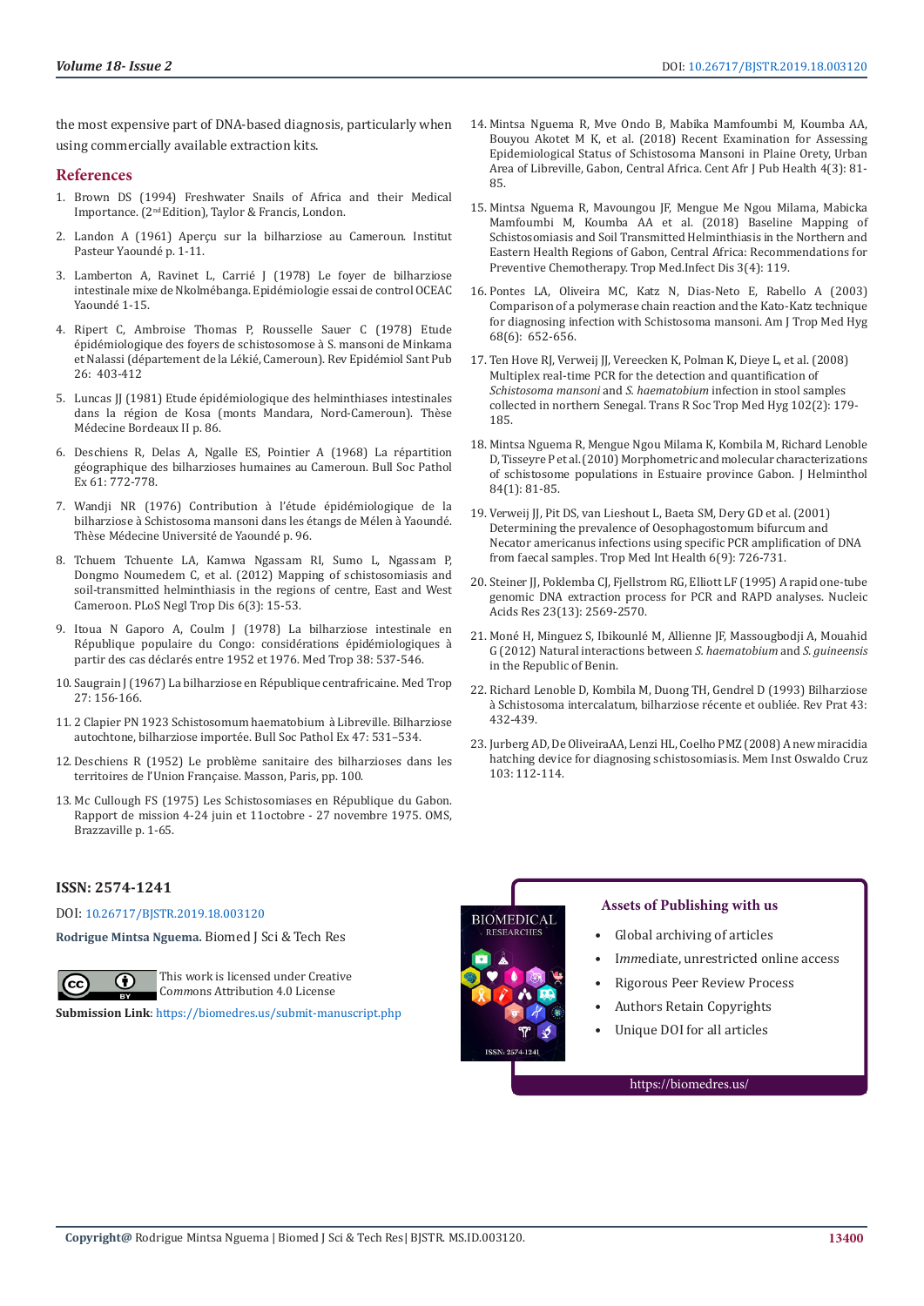the most expensive part of DNA-based diagnosis, particularly when using commercially available extraction kits.

## References

1. Brown DS (1994) Freshwater Snails of Africa and their Medical Importance. (2nd Edition), Taylor & Francis, London.
2. Landon A (1961) Aperçu sur la bilharziose au Cameroun. Institut Pasteur Yaoundé p. 1-11.
3. Lamberton A, Ravinet L, Carrié J (1978) Le foyer de bilharziose intestinale mixte de Nkolmébanga. Epidémiologie essai de control OCEAC Yaoundé 1-15.
4. Ripert C, Ambroise Thomas P, Rousselle Sauer C (1978) Etude épidémiologique des foyers de schistosomose à S. mansoni de Minkama et Nalassi (département de la Lékié, Cameroun). Rev Epidémiol Sant Pub 26: 403-412
5. Luncas JJ (1981) Etude épidémiologique des helminthiases intestinales dans la région de Kosa (monts Mandara, Nord-Cameroun). Thèse Médecine Bordeaux II p. 86.
6. Deschiens R, Delas A, Ngalle ES, Pointier A (1968) La répartition géographique des bilharzioses humaines au Cameroun. Bull Soc Pathol Ex 61: 772-778.
7. Wandji NR (1976) Contribution à l'étude épidémiologique de la bilharziose à Schistosoma mansoni dans les étangs de Mélen à Yaoundé. Thèse Médecine Université de Yaoundé p. 96.
8. Tchuem Tchuente LA, Kamwa Ngassam RI, Sumo L, Ngassam P, Dongmo Noumedem C, et al. (2012) Mapping of schistosomiasis and soil-transmitted helminthiasis in the regions of centre, East and West Cameroon. PLoS Negl Trop Dis 6(3): 15-53.
9. Itoua N Gaporo A, Coulm J (1978) La bilharziose intestinale en République populaire du Congo: considérations épidémiologiques à partir des cas déclarés entre 1952 et 1976. Med Trop 38: 537-546.
10. Saugrain J (1967) La bilharziose en République centrafricaine. Med Trop 27: 156-166.
11. 2 Clapier PN 1923 Schistosomum haematobium à Libreville. Bilharziose autochtone, bilharziose importée. Bull Soc Pathol Ex 47: 531–534.
12. Deschiens R (1952) Le problème sanitaire des bilharzioses dans les territoires de l'Union Française. Masson, Paris, pp. 100.
13. Mc Cullough FS (1975) Les Schistosomiases en République du Gabon. Rapport de mission 4-24 juin et 11octobre - 27 novembre 1975. OMS, Brazzaville p. 1-65.
14. Mintsa Nguema R, Mve Ondo B, Mabika Mamfoumbi M, Koumba AA, Bouyou Akotet M K, et al. (2018) Recent Examination for Assessing Epidemiological Status of Schistosoma Mansoni in Plaine Orety, Urban Area of Libreville, Gabon, Central Africa. Cent Afr J Pub Health 4(3): 81-85.
15. Mintsa Nguema R, Mavoungou JF, Mengue Me Ngou Milama, Mabicka Mamfoumbi M, Koumba AA et al. (2018) Baseline Mapping of Schistosomiasis and Soil Transmitted Helminthiasis in the Northern and Eastern Health Regions of Gabon, Central Africa: Recommendations for Preventive Chemotherapy. Trop Med.Infect Dis 3(4): 119.
16. Pontes LA, Oliveira MC, Katz N, Dias-Neto E, Rabello A (2003) Comparison of a polymerase chain reaction and the Kato-Katz technique for diagnosing infection with Schistosoma mansoni. Am J Trop Med Hyg 68(6): 652-656.
17. Ten Hove RJ, Verweij JJ, Vereecken K, Polman K, Dieye L, et al. (2008) Multiplex real-time PCR for the detection and quantification of *Schistosoma mansoni* and *S. haematobium* infection in stool samples collected in northern Senegal. Trans R Soc Trop Med Hyg 102(2): 179-185.
18. Mintsa Nguema R, Mengue Ngou Milama K, Kombila M, Richard Lenoble D, Tisseyre P et al. (2010) Morphometric and molecular characterizations of schistosome populations in Estuaire province Gabon. J Helminthol 84(1): 81-85.
19. Verweij JJ, Pit DS, van Lieshout L, Baeta SM, Dery GD et al. (2001) Determining the prevalence of Oesophagostomum bifurcum and Necator americanus infections using specific PCR amplification of DNA from faecal samples. Trop Med Int Health 6(9): 726-731.
20. Steiner JJ, Poklemba CJ, Fjellstrom RG, Elliott LF (1995) A rapid one-tube genomic DNA extraction process for PCR and RAPD analyses. Nucleic Acids Res 23(13): 2569-2570.
21. Moné H, Minguez S, Ibikounlé M, Allienne JF, Massougbodji A, Mouahid G (2012) Natural interactions between *S. haematobium* and *S. guineensis* in the Republic of Benin.
22. Richard Lenoble D, Kombila M, Duong TH, Gendrel D (1993) Bilharziose à Schistosoma intercalatum, bilharziose récente et oubliée. Rev Prat 43: 432-439.
23. Jurberg AD, De OliveiraAA, Lenzi HL, Coelho PMZ (2008) A new miracidia hatching device for diagnosing schistosomiasis. Mem Inst Oswaldo Cruz 103: 112-114.

**ISSN: 2574-1241**

DOI: 10.26717/BJSTR.2019.18.003120

**Rodrigue Mintsa Nguema.** Biomed J Sci & Tech Res

This work is licensed under Creative Commons Attribution 4.0 License

**Submission Link**: https://biomedres.us/submit-manuscript.php

**Assets of Publishing with us**

- Global archiving of articles
- Immediate, unrestricted online access
- Rigorous Peer Review Process
- Authors Retain Copyrights
- Unique DOI for all articles

https://biomedres.us/